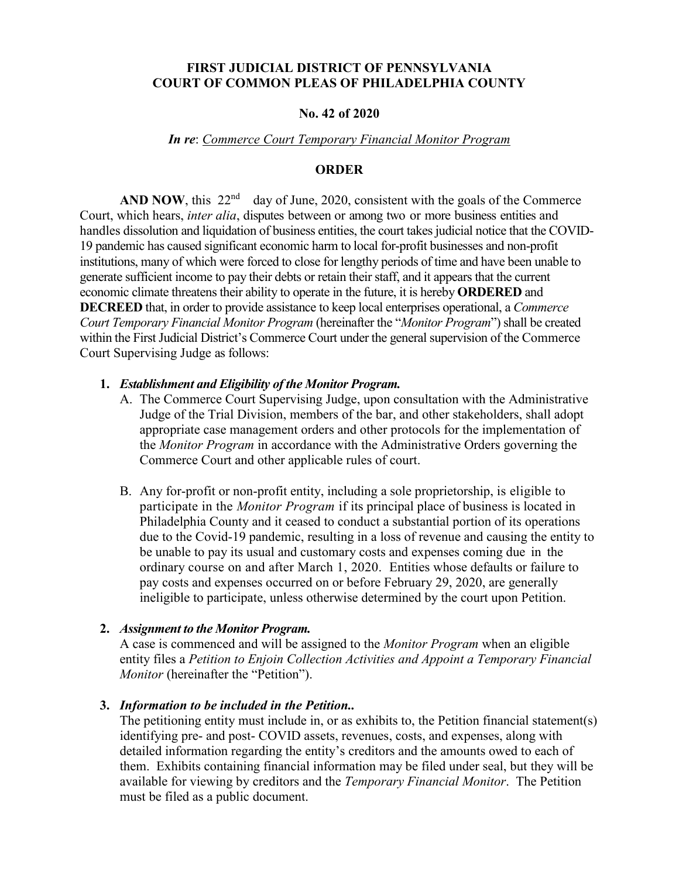**FIRST JUDICIAL DISTRICT OF PENNSYLVANIA**
**COURT OF COMMON PLEAS OF PHILADELPHIA COUNTY**

**No. 42 of 2020**

***In re*: *Commerce Court Temporary Financial Monitor Program***

**ORDER**

**AND NOW**, this 22nd day of June, 2020, consistent with the goals of the Commerce Court, which hears, *inter alia*, disputes between or among two or more business entities and handles dissolution and liquidation of business entities, the court takes judicial notice that the COVID-19 pandemic has caused significant economic harm to local for-profit businesses and non-profit institutions, many of which were forced to close for lengthy periods of time and have been unable to generate sufficient income to pay their debts or retain their staff, and it appears that the current economic climate threatens their ability to operate in the future, it is hereby **ORDERED** and **DECREED** that, in order to provide assistance to keep local enterprises operational, a *Commerce Court Temporary Financial Monitor Program* (hereinafter the "*Monitor Program*") shall be created within the First Judicial District's Commerce Court under the general supervision of the Commerce Court Supervising Judge as follows:

1. ***Establishment and Eligibility of the Monitor Program.***
   A. The Commerce Court Supervising Judge, upon consultation with the Administrative Judge of the Trial Division, members of the bar, and other stakeholders, shall adopt appropriate case management orders and other protocols for the implementation of the *Monitor Program* in accordance with the Administrative Orders governing the Commerce Court and other applicable rules of court.

   B. Any for-profit or non-profit entity, including a sole proprietorship, is eligible to participate in the *Monitor Program* if its principal place of business is located in Philadelphia County and it ceased to conduct a substantial portion of its operations due to the Covid-19 pandemic, resulting in a loss of revenue and causing the entity to be unable to pay its usual and customary costs and expenses coming due in the ordinary course on and after March 1, 2020. Entities whose defaults or failure to pay costs and expenses occurred on or before February 29, 2020, are generally ineligible to participate, unless otherwise determined by the court upon Petition.

2. ***Assignment to the Monitor Program.***
   A case is commenced and will be assigned to the *Monitor Program* when an eligible entity files a *Petition to Enjoin Collection Activities and Appoint a Temporary Financial Monitor* (hereinafter the "Petition").

3. ***Information to be included in the Petition..***
   The petitioning entity must include in, or as exhibits to, the Petition financial statement(s) identifying pre- and post- COVID assets, revenues, costs, and expenses, along with detailed information regarding the entity's creditors and the amounts owed to each of them. Exhibits containing financial information may be filed under seal, but they will be available for viewing by creditors and the *Temporary Financial Monitor*. The Petition must be filed as a public document.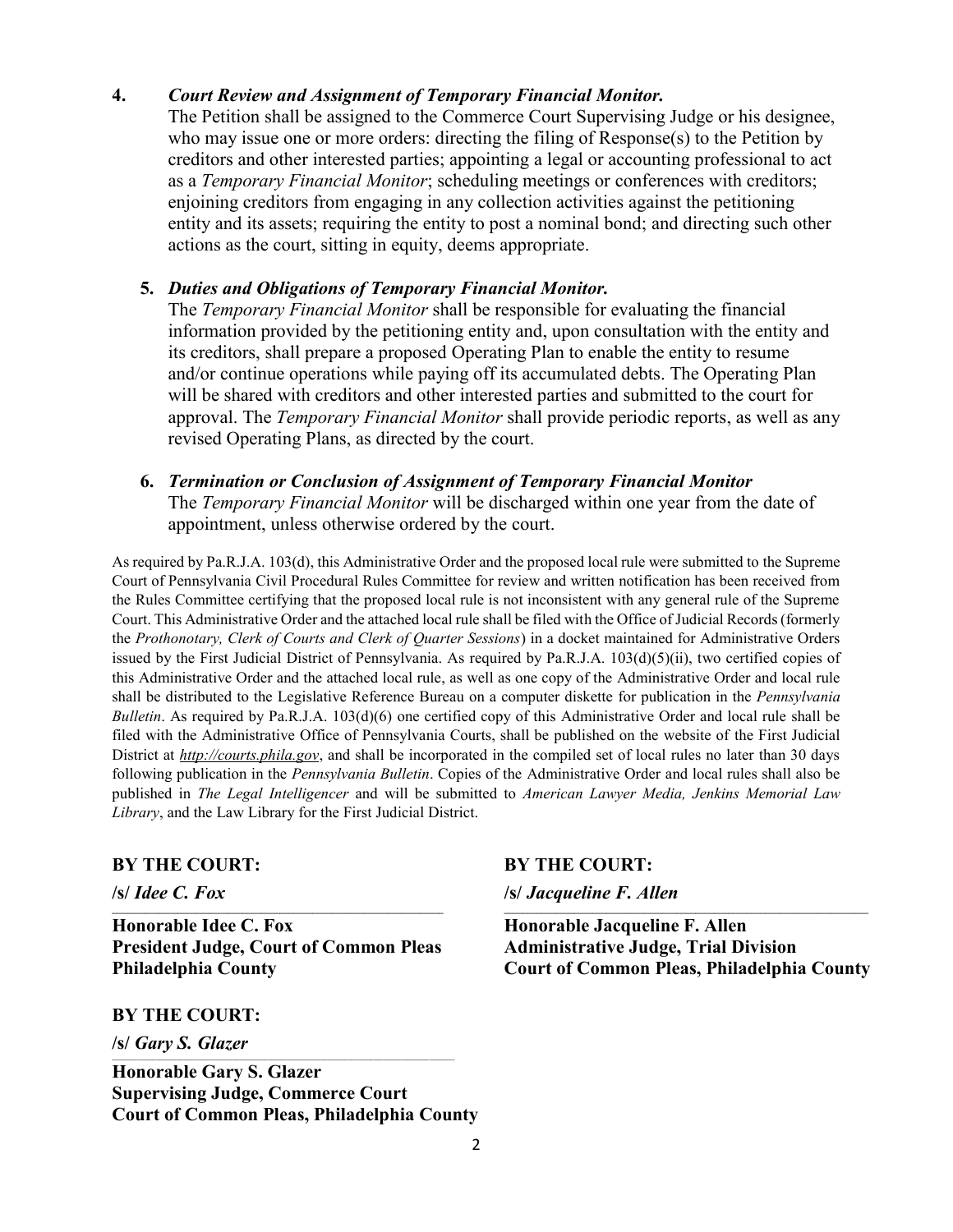**4.** ***Court Review and Assignment of Temporary Financial Monitor.***
The Petition shall be assigned to the Commerce Court Supervising Judge or his designee, who may issue one or more orders: directing the filing of Response(s) to the Petition by creditors and other interested parties; appointing a legal or accounting professional to act as a *Temporary Financial Monitor*; scheduling meetings or conferences with creditors; enjoining creditors from engaging in any collection activities against the petitioning entity and its assets; requiring the entity to post a nominal bond; and directing such other actions as the court, sitting in equity, deems appropriate.

**5.** ***Duties and Obligations of Temporary Financial Monitor.***
The *Temporary Financial Monitor* shall be responsible for evaluating the financial information provided by the petitioning entity and, upon consultation with the entity and its creditors, shall prepare a proposed Operating Plan to enable the entity to resume and/or continue operations while paying off its accumulated debts. The Operating Plan will be shared with creditors and other interested parties and submitted to the court for approval. The *Temporary Financial Monitor* shall provide periodic reports, as well as any revised Operating Plans, as directed by the court.

**6.** ***Termination or Conclusion of Assignment of Temporary Financial Monitor***
The *Temporary Financial Monitor* will be discharged within one year from the date of appointment, unless otherwise ordered by the court.

As required by Pa.R.J.A. 103(d), this Administrative Order and the proposed local rule were submitted to the Supreme Court of Pennsylvania Civil Procedural Rules Committee for review and written notification has been received from the Rules Committee certifying that the proposed local rule is not inconsistent with any general rule of the Supreme Court. This Administrative Order and the attached local rule shall be filed with the Office of Judicial Records (formerly the *Prothonotary, Clerk of Courts and Clerk of Quarter Sessions*) in a docket maintained for Administrative Orders issued by the First Judicial District of Pennsylvania. As required by Pa.R.J.A. 103(d)(5)(ii), two certified copies of this Administrative Order and the attached local rule, as well as one copy of the Administrative Order and local rule shall be distributed to the Legislative Reference Bureau on a computer diskette for publication in the *Pennsylvania Bulletin*. As required by Pa.R.J.A. 103(d)(6) one certified copy of this Administrative Order and local rule shall be filed with the Administrative Office of Pennsylvania Courts, shall be published on the website of the First Judicial District at *http://courts.phila.gov*, and shall be incorporated in the compiled set of local rules no later than 30 days following publication in the *Pennsylvania Bulletin*. Copies of the Administrative Order and local rules shall also be published in *The Legal Intelligencer* and will be submitted to *American Lawyer Media, Jenkins Memorial Law Library*, and the Law Library for the First Judicial District.

**BY THE COURT:**

**/s/** ***Idee C. Fox***

**Honorable Idee C. Fox**
**President Judge, Court of Common Pleas**
**Philadelphia County**

**BY THE COURT:**

**/s/** ***Jacqueline F. Allen***

**Honorable Jacqueline F. Allen**
**Administrative Judge, Trial Division**
**Court of Common Pleas, Philadelphia County**

**BY THE COURT:**

**/s/** ***Gary S. Glazer***

**Honorable Gary S. Glazer**
**Supervising Judge, Commerce Court**
**Court of Common Pleas, Philadelphia County**